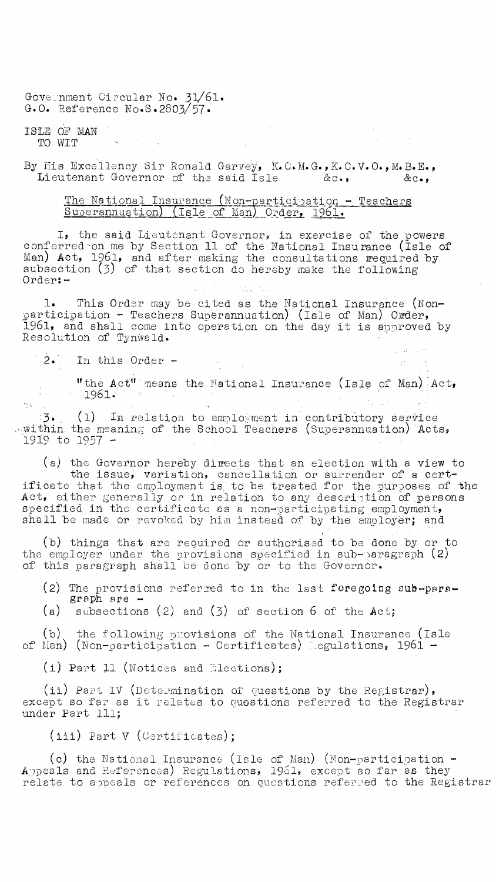Government Circular No. 31/61.
G.O. Reference No.S.2803/57.

ISLE OF MAN
TO WIT

By His Excellency Sir Ronald Garvey, K.C.M.G., K.C.V.O., M.B.E., Lieutenant Governor of the said Isle &c., &c.,

The National Insurance (Non-participation - Teachers Superannuation) (Isle of Man) Order, 1961.

I, the said Lieutenant Governor, in exercise of the powers conferred on me by Section 11 of the National Insurance (Isle of Man) Act, 1961, and after making the consultations required by subsection (3) of that section do hereby make the following Order:-

1. This Order may be cited as the National Insurance (Non-participation - Teachers Superannuation) (Isle of Man) Order, 1961, and shall come into operation on the day it is approved by Resolution of Tynwald.

2. In this Order -

"the Act" means the National Insurance (Isle of Man) Act, 1961.

3. (1) In relation to employment in contributory service within the meaning of the School Teachers (Superannuation) Acts, 1919 to 1957 -

(a) the Governor hereby directs that an election with a view to the issue, variation, cancellation or surrender of a certificate that the employment is to be treated for the purposes of the Act, either generally or in relation to any description of persons specified in the certificate as a non-participating employment, shall be made or revoked by him instead of by the employer; and

(b) things that are required or authorised to be done by or to the employer under the provisions specified in sub-paragraph (2) of this paragraph shall be done by or to the Governor.

(2) The provisions referred to in the last foregoing sub-paragraph are -

(a) subsections (2) and (3) of section 6 of the Act;

(b) the following provisions of the National Insurance (Isle of Man) (Non-participation - Certificates) Regulations, 1961 -

(i) Part 11 (Notices and Elections);

(ii) Part IV (Determination of questions by the Registrar), except so far as it relates to questions referred to the Registrar under Part 111;

(iii) Part V (Certificates);

(c) the National Insurance (Isle of Man) (Non-participation - Appeals and References) Regulations, 1961, except so far as they relate to appeals or references on questions referred to the Registrar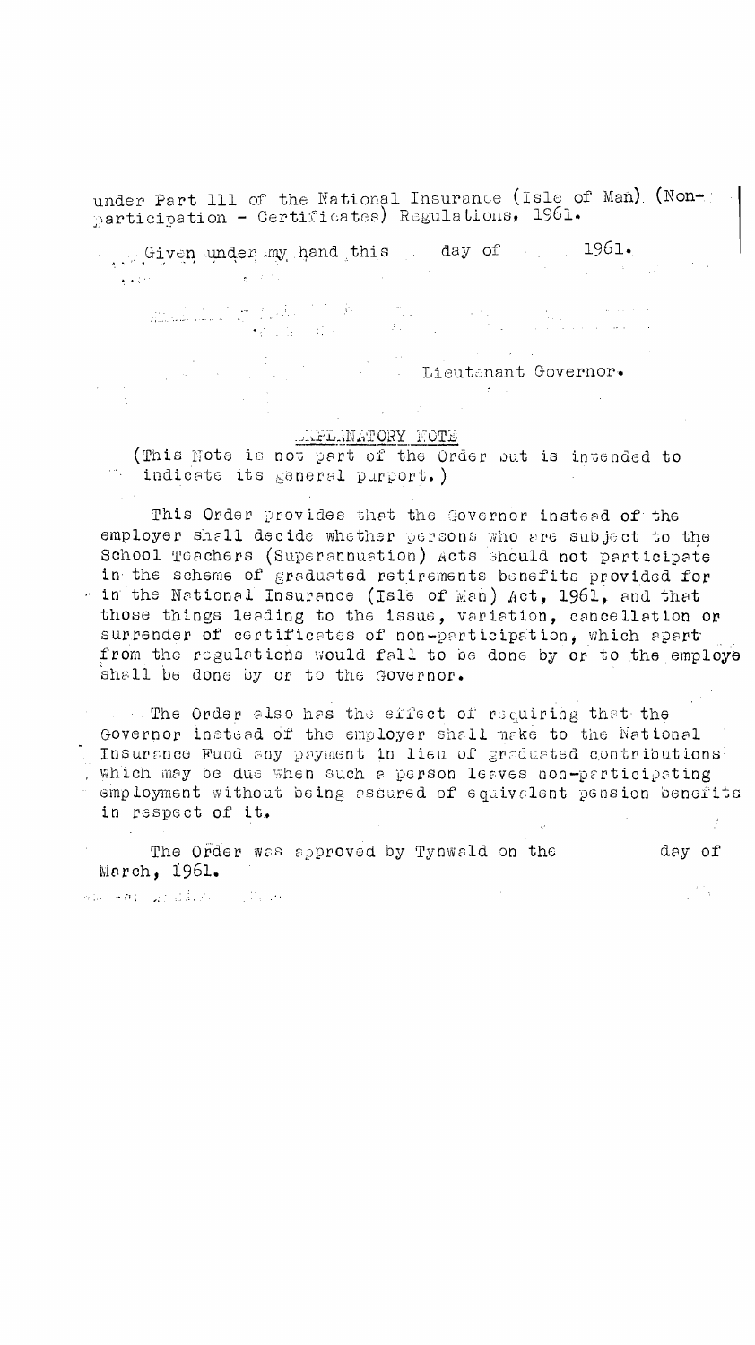under Part 111 of the National Insurance (Isle of Man) (Non-participation - Certificates) Regulations, 1961.

Given under my hand this day of 1961.

Lieutenant Governor.

EXPLANATORY NOTE

(This Note is not part of the Order but is intended to indicate its general purport.)

This Order provides that the Governor instead of the employer shall decide whether persons who are subject to the School Teachers (Superannuation) Acts should not participate in the scheme of graduated retirements benefits provided for in the National Insurance (Isle of Man) Act, 1961, and that those things leading to the issue, variation, cancellation or surrender of certificates of non-participation, which apart from the regulations would fall to be done by or to the employe shall be done by or to the Governor.

The Order also has the effect of requiring that the Governor instead of the employer shall make to the National Insurance Fund any payment in lieu of graduated contributions which may be due when such a person leaves non-participating employment without being assured of equivalent pension benefits in respect of it.

The Order was approved by Tynwald on the day of March, 1961.